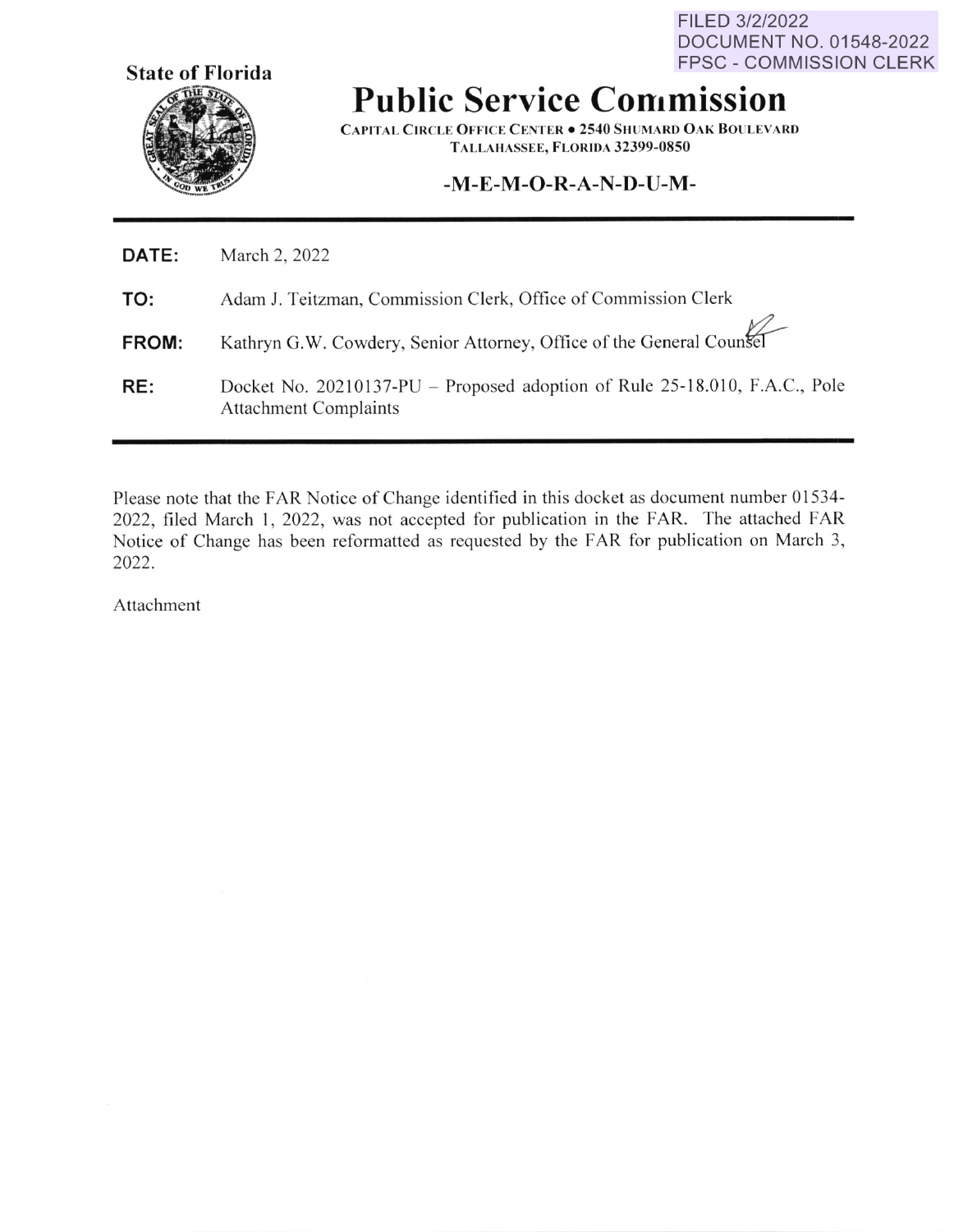FILED 3/2/2022
DOCUMENT NO. 01548-2022
FPSC - COMMISSION CLERK

**State of Florida**

# Public Service Commission

**CAPITAL CIRCLE OFFICE CENTER • 2540 SHUMARD OAK BOULEVARD**
**TALLAHASSEE, FLORIDA 32399-0850**

**-M-E-M-O-R-A-N-D-U-M-**

**DATE:** March 2, 2022

**TO:** Adam J. Teitzman, Commission Clerk, Office of Commission Clerk

**FROM:** Kathryn G.W. Cowdery, Senior Attorney, Office of the General Counsel

**RE:** Docket No. 20210137-PU – Proposed adoption of Rule 25-18.010, F.A.C., Pole Attachment Complaints

---

Please note that the FAR Notice of Change identified in this docket as document number 01534-2022, filed March 1, 2022, was not accepted for publication in the FAR. The attached FAR Notice of Change has been reformatted as requested by the FAR for publication on March 3, 2022.

Attachment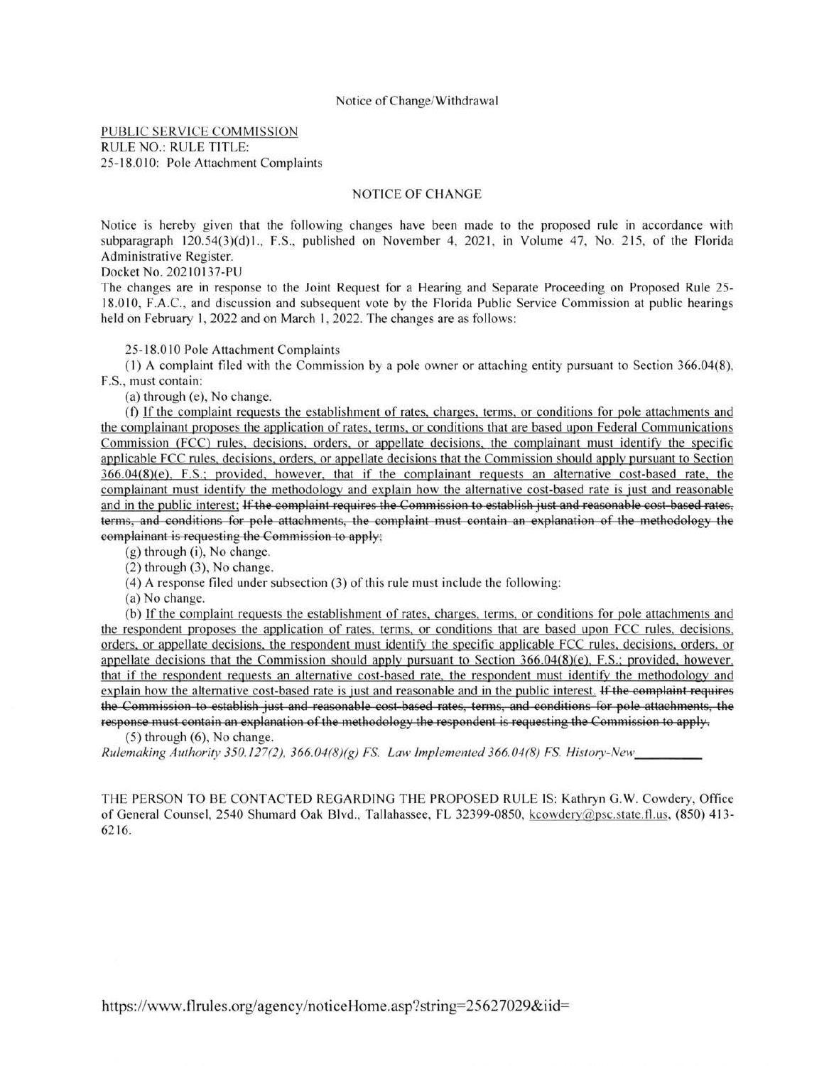Notice of Change/Withdrawal

PUBLIC SERVICE COMMISSION
RULE NO.: RULE TITLE:
25-18.010: Pole Attachment Complaints

NOTICE OF CHANGE

Notice is hereby given that the following changes have been made to the proposed rule in accordance with subparagraph 120.54(3)(d)1., F.S., published on November 4, 2021, in Volume 47, No. 215, of the Florida Administrative Register.

Docket No. 20210137-PU

The changes are in response to the Joint Request for a Hearing and Separate Proceeding on Proposed Rule 25-18.010, F.A.C., and discussion and subsequent vote by the Florida Public Service Commission at public hearings held on February 1, 2022 and on March 1, 2022. The changes are as follows:

25-18.010 Pole Attachment Complaints

(1) A complaint filed with the Commission by a pole owner or attaching entity pursuant to Section 366.04(8), F.S., must contain:

(a) through (e), No change.

(f) <u>If the complaint requests the establishment of rates, charges, terms, or conditions for pole attachments and the complainant proposes the application of rates, terms, or conditions that are based upon Federal Communications Commission (FCC) rules, decisions, orders, or appellate decisions, the complainant must identify the specific applicable FCC rules, decisions, orders, or appellate decisions that the Commission should apply pursuant to Section 366.04(8)(e), F.S.; provided, however, that if the complainant requests an alternative cost-based rate, the complainant must identify the methodology and explain how the alternative cost-based rate is just and reasonable and in the public interest;</u> ~~If the complaint requires the Commission to establish just and reasonable cost-based rates, terms, and conditions for pole attachments, the complaint must contain an explanation of the methodology the complainant is requesting the Commission to apply;~~

(g) through (i), No change.

(2) through (3), No change.

(4) A response filed under subsection (3) of this rule must include the following:

(a) No change.

(b) <u>If the complaint requests the establishment of rates, charges, terms, or conditions for pole attachments and the respondent proposes the application of rates, terms, or conditions that are based upon FCC rules, decisions, orders, or appellate decisions, the respondent must identify the specific applicable FCC rules, decisions, orders, or appellate decisions that the Commission should apply pursuant to Section 366.04(8)(e), F.S.; provided, however, that if the respondent requests an alternative cost-based rate, the respondent must identify the methodology and explain how the alternative cost-based rate is just and reasonable and in the public interest.</u> ~~If the complaint requires the Commission to establish just and reasonable cost-based rates, terms, and conditions for pole attachments, the response must contain an explanation of the methodology the respondent is requesting the Commission to apply.~~

(5) through (6), No change.

*Rulemaking Authority 350.127(2), 366.04(8)(g) FS. Law Implemented 366.04(8) FS. History-New\_\_\_\_\_\_\_\_\_\_*

THE PERSON TO BE CONTACTED REGARDING THE PROPOSED RULE IS: Kathryn G.W. Cowdery, Office of General Counsel, 2540 Shumard Oak Blvd., Tallahassee, FL 32399-0850, kcowdery@psc.state.fl.us, (850) 413-6216.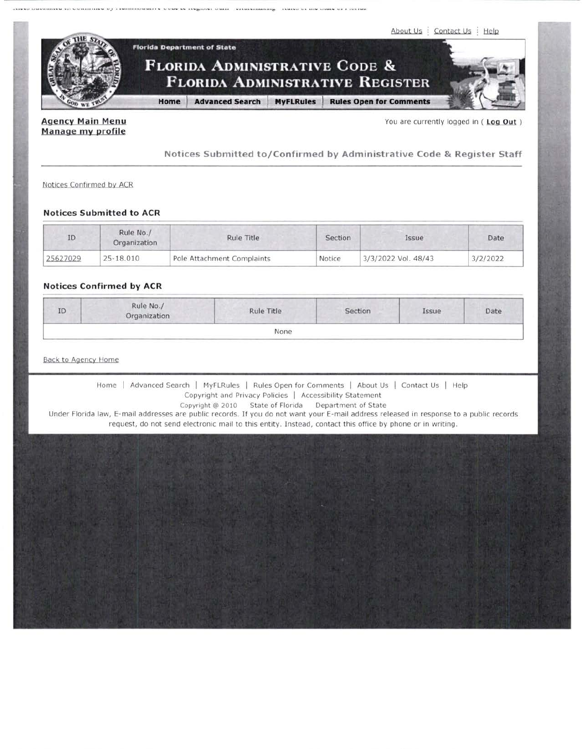About Us | Contact Us | Help

Florida Department of State

# FLORIDA ADMINISTRATIVE CODE & FLORIDA ADMINISTRATIVE REGISTER

Home | Advanced Search | MyFLRules | Rules Open for Comments

**Agency Main Menu**
**Manage my profile**

You are currently logged in ( **Log Out** )

## Notices Submitted to/Confirmed by Administrative Code & Register Staff

Notices Confirmed by ACR

### Notices Submitted to ACR

| ID | Rule No./ Organization | Rule Title | Section | Issue | Date |
|---|---|---|---|---|---|
| 25627029 | 25-18.010 | Pole Attachment Complaints | Notice | 3/3/2022 Vol. 48/43 | 3/2/2022 |

### Notices Confirmed by ACR

| ID | Rule No./ Organization | Rule Title | Section | Issue | Date |
|---|---|---|---|---|---|
| None | | | | | |

Back to Agency Home

Home | Advanced Search | MyFLRules | Rules Open for Comments | About Us | Contact Us | Help
Copyright and Privacy Policies | Accessibility Statement
Copyright @ 2010 State of Florida Department of State
Under Florida law, E-mail addresses are public records. If you do not want your E-mail address released in response to a public records request, do not send electronic mail to this entity. Instead, contact this office by phone or in writing.